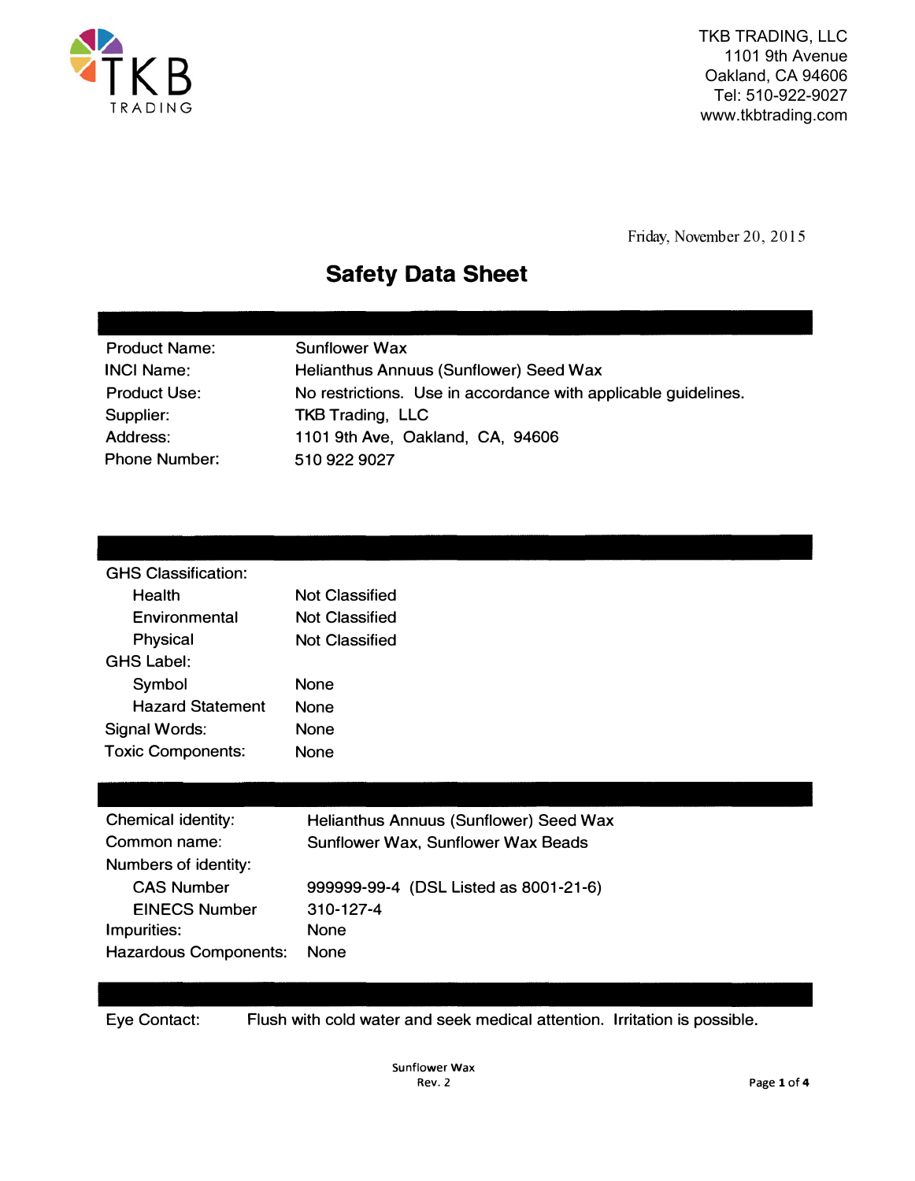TKB TRADING, LLC
1101 9th Avenue
Oakland, CA 94606
Tel: 510-922-9027
www.tkbtrading.com

Friday, November 20, 2015

# Safety Data Sheet

| | |
|---|---|
| Product Name: | Sunflower Wax |
| INCI Name: | Helianthus Annuus (Sunflower) Seed Wax |
| Product Use: | No restrictions. Use in accordance with applicable guidelines. |
| Supplier: | TKB Trading, LLC |
| Address: | 1101 9th Ave, Oakland, CA, 94606 |
| Phone Number: | 510 922 9027 |

| | |
|---|---|
| GHS Classification: | |
| Health | Not Classified |
| Environmental | Not Classified |
| Physical | Not Classified |
| GHS Label: | |
| Symbol | None |
| Hazard Statement | None |
| Signal Words: | None |
| Toxic Components: | None |

| | |
|---|---|
| Chemical identity: | Helianthus Annuus (Sunflower) Seed Wax |
| Common name: | Sunflower Wax, Sunflower Wax Beads |
| Numbers of identity: | |
| CAS Number | 999999-99-4 (DSL Listed as 8001-21-6) |
| EINECS Number | 310-127-4 |
| Impurities: | None |
| Hazardous Components: | None |

Eye Contact: Flush with cold water and seek medical attention. Irritation is possible.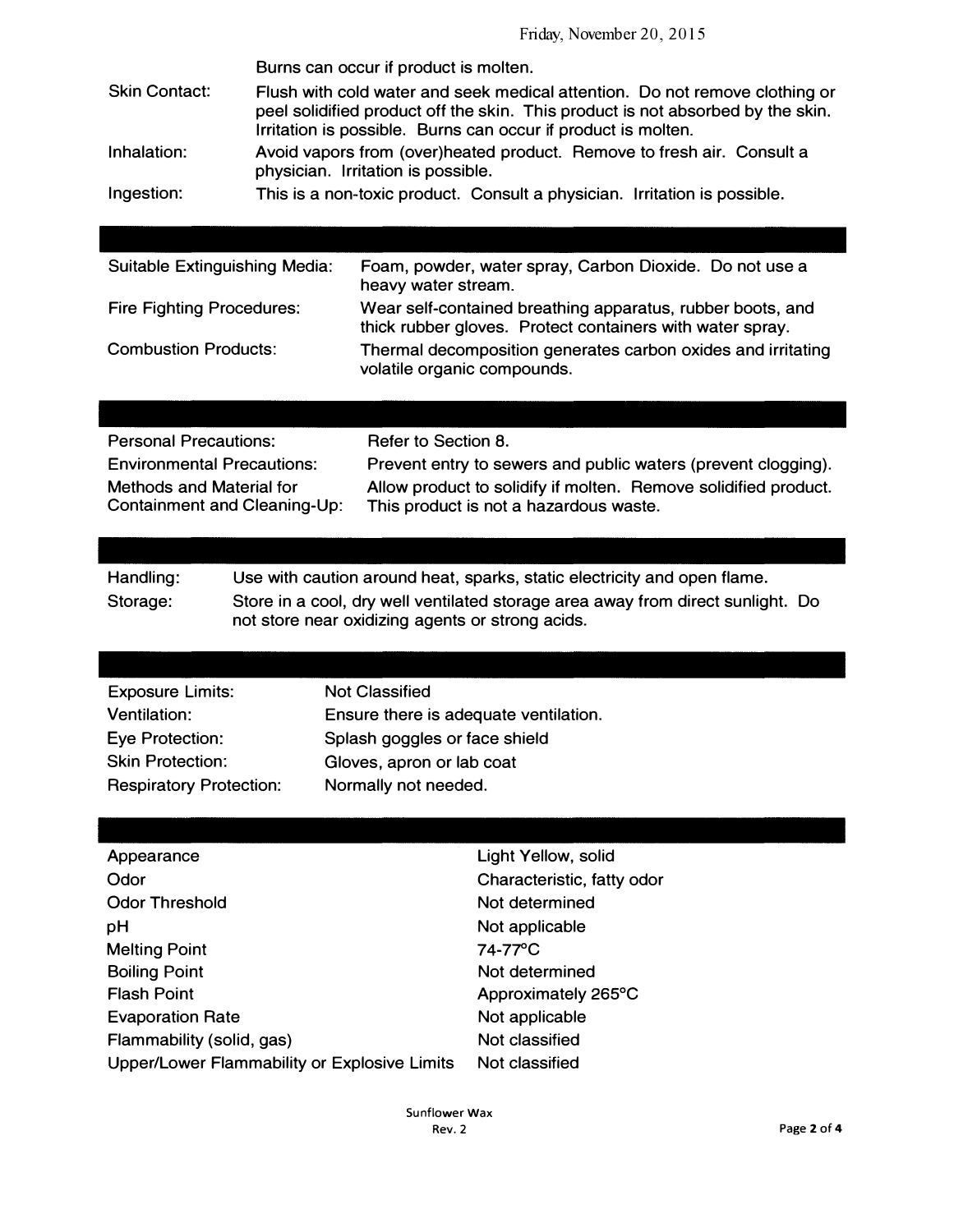Burns can occur if product is molten.

| | |
|---|---|
| Skin Contact: | Flush with cold water and seek medical attention. Do not remove clothing or peel solidified product off the skin. This product is not absorbed by the skin. Irritation is possible. Burns can occur if product is molten. |
| Inhalation: | Avoid vapors from (over)heated product. Remove to fresh air. Consult a physician. Irritation is possible. |
| Ingestion: | This is a non-toxic product. Consult a physician. Irritation is possible. |

| | |
|---|---|
| Suitable Extinguishing Media: | Foam, powder, water spray, Carbon Dioxide. Do not use a heavy water stream. |
| Fire Fighting Procedures: | Wear self-contained breathing apparatus, rubber boots, and thick rubber gloves. Protect containers with water spray. |
| Combustion Products: | Thermal decomposition generates carbon oxides and irritating volatile organic compounds. |

| | |
|---|---|
| Personal Precautions: | Refer to Section 8. |
| Environmental Precautions: | Prevent entry to sewers and public waters (prevent clogging). |
| Methods and Material for Containment and Cleaning-Up: | Allow product to solidify if molten. Remove solidified product. This product is not a hazardous waste. |

| | |
|---|---|
| Handling: | Use with caution around heat, sparks, static electricity and open flame. |
| Storage: | Store in a cool, dry well ventilated storage area away from direct sunlight. Do not store near oxidizing agents or strong acids. |

| | |
|---|---|
| Exposure Limits: | Not Classified |
| Ventilation: | Ensure there is adequate ventilation. |
| Eye Protection: | Splash goggles or face shield |
| Skin Protection: | Gloves, apron or lab coat |
| Respiratory Protection: | Normally not needed. |

| | |
|---|---|
| Appearance | Light Yellow, solid |
| Odor | Characteristic, fatty odor |
| Odor Threshold | Not determined |
| pH | Not applicable |
| Melting Point | 74-77°C |
| Boiling Point | Not determined |
| Flash Point | Approximately 265°C |
| Evaporation Rate | Not applicable |
| Flammability (solid, gas) | Not classified |
| Upper/Lower Flammability or Explosive Limits | Not classified |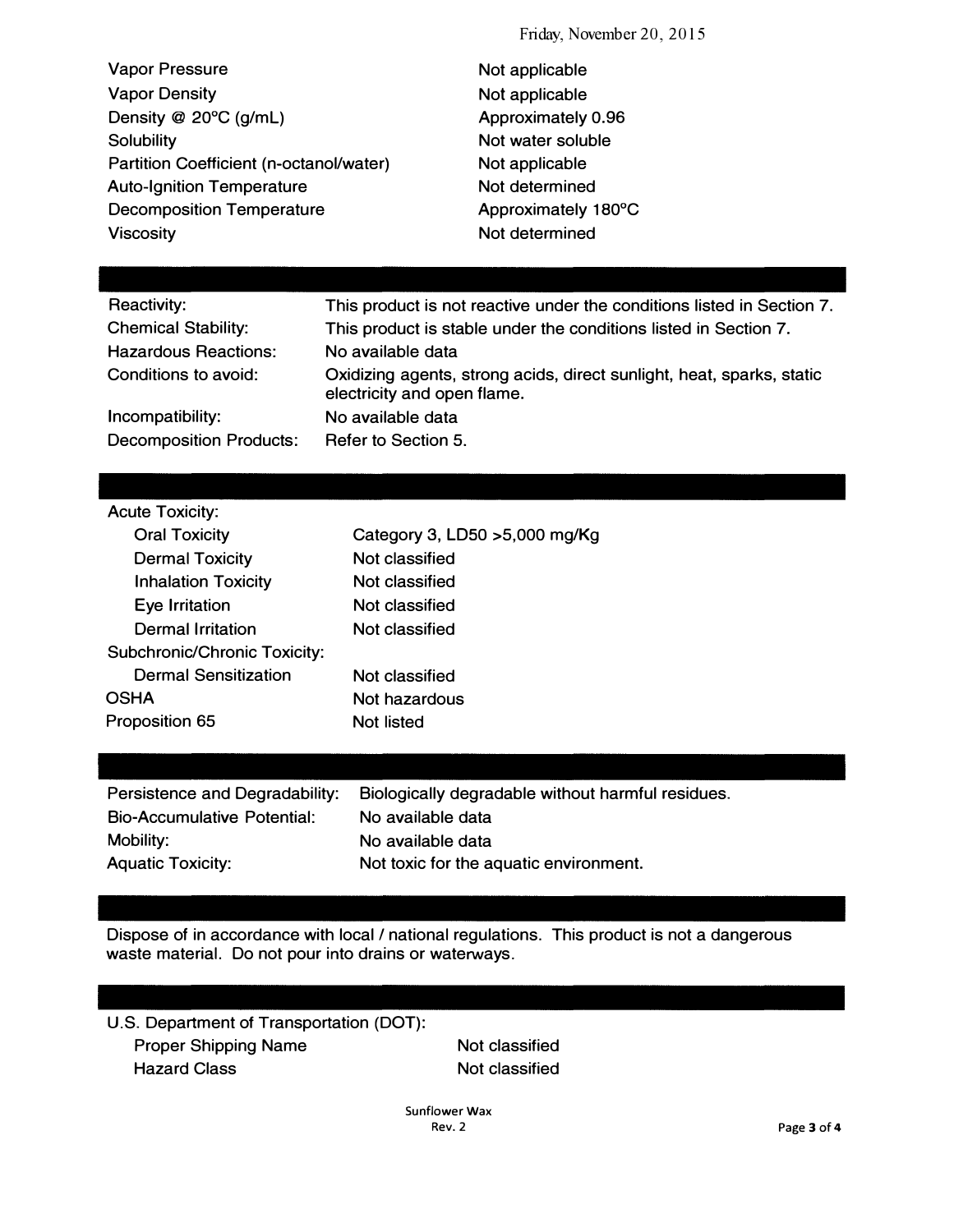| | |
|---|---|
| Vapor Pressure | Not applicable |
| Vapor Density | Not applicable |
| Density @ 20°C (g/mL) | Approximately 0.96 |
| Solubility | Not water soluble |
| Partition Coefficient (n-octanol/water) | Not applicable |
| Auto-Ignition Temperature | Not determined |
| Decomposition Temperature | Approximately 180°C |
| Viscosity | Not determined |

| | |
|---|---|
| Reactivity: | This product is not reactive under the conditions listed in Section 7. |
| Chemical Stability: | This product is stable under the conditions listed in Section 7. |
| Hazardous Reactions: | No available data |
| Conditions to avoid: | Oxidizing agents, strong acids, direct sunlight, heat, sparks, static electricity and open flame. |
| Incompatibility: | No available data |
| Decomposition Products: | Refer to Section 5. |

| | |
|---|---|
| Acute Toxicity: | |
| Oral Toxicity | Category 3, LD50 >5,000 mg/Kg |
| Dermal Toxicity | Not classified |
| Inhalation Toxicity | Not classified |
| Eye Irritation | Not classified |
| Dermal Irritation | Not classified |
| Subchronic/Chronic Toxicity: | |
| Dermal Sensitization | Not classified |
| OSHA | Not hazardous |
| Proposition 65 | Not listed |

| | |
|---|---|
| Persistence and Degradability: | Biologically degradable without harmful residues. |
| Bio-Accumulative Potential: | No available data |
| Mobility: | No available data |
| Aquatic Toxicity: | Not toxic for the aquatic environment. |

Dispose of in accordance with local / national regulations. This product is not a dangerous waste material. Do not pour into drains or waterways.

U.S. Department of Transportation (DOT):

| | |
|---|---|
| Proper Shipping Name | Not classified |
| Hazard Class | Not classified |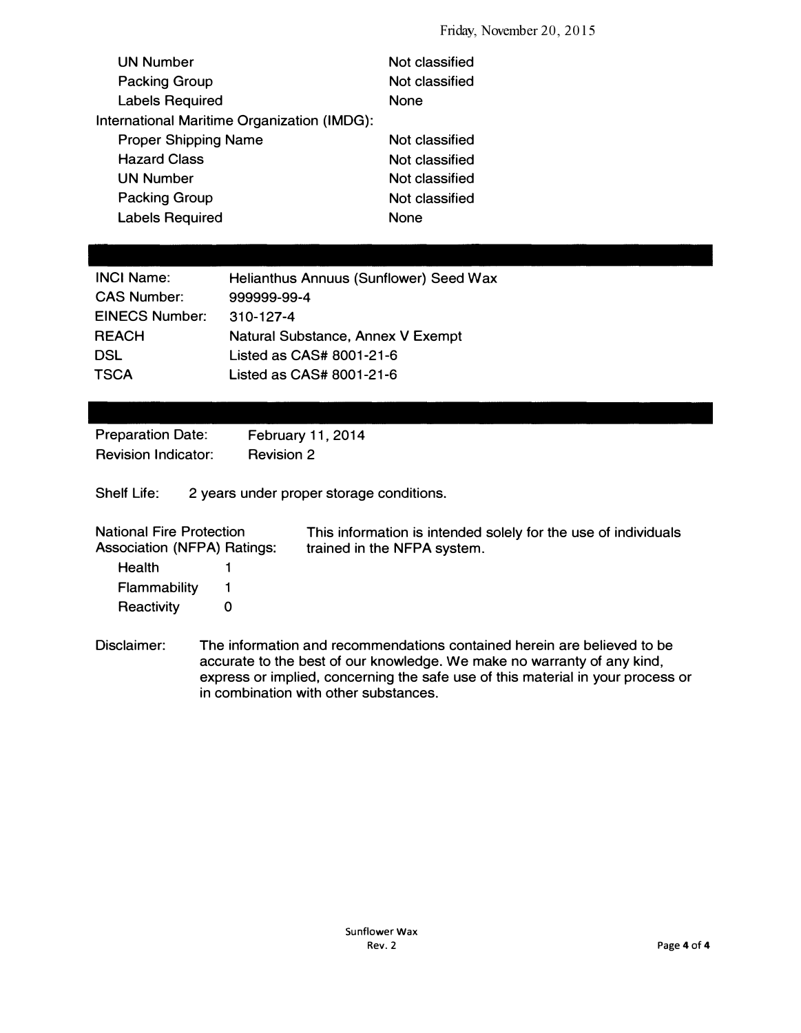| | |
|---|---|
| UN Number | Not classified |
| Packing Group | Not classified |
| Labels Required | None |

International Maritime Organization (IMDG):

| | |
|---|---|
| Proper Shipping Name | Not classified |
| Hazard Class | Not classified |
| UN Number | Not classified |
| Packing Group | Not classified |
| Labels Required | None |

| | |
|---|---|
| INCI Name: | Helianthus Annuus (Sunflower) Seed Wax |
| CAS Number: | 999999-99-4 |
| EINECS Number: | 310-127-4 |
| REACH | Natural Substance, Annex V Exempt |
| DSL | Listed as CAS# 8001-21-6 |
| TSCA | Listed as CAS# 8001-21-6 |

| | |
|---|---|
| Preparation Date: | February 11, 2014 |
| Revision Indicator: | Revision 2 |

Shelf Life: 2 years under proper storage conditions.

National Fire Protection Association (NFPA) Ratings: This information is intended solely for the use of individuals trained in the NFPA system.

| | |
|---|---|
| Health | 1 |
| Flammability | 1 |
| Reactivity | 0 |

Disclaimer: The information and recommendations contained herein are believed to be accurate to the best of our knowledge. We make no warranty of any kind, express or implied, concerning the safe use of this material in your process or in combination with other substances.